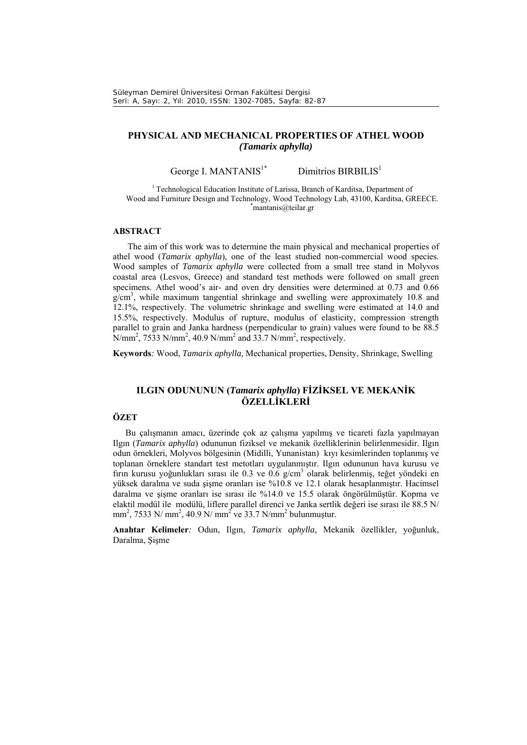# PHYSICAL AND MECHANICAL PROPERTIES OF ATHEL WOOD *(Tamarix aphylla)*

George I. MANTANIS[1*] Dimitrios BIRBILIS[1]

[1] Technological Education Institute of Larissa, Branch of Karditsa, Department of Wood and Furniture Design and Technology, Wood Technology Lab, 43100, Karditsa, GREECE.
[*]mantanis@teilar.gr

## ABSTRACT

The aim of this work was to determine the main physical and mechanical properties of athel wood (*Tamarix aphylla*), one of the least studied non-commercial wood species. Wood samples of *Tamarix aphylla* were collected from a small tree stand in Molyvos coastal area (Lesvos, Greece) and standard test methods were followed on small green specimens. Athel wood's air- and oven dry densities were determined at 0.73 and 0.66 g/cm$^3$, while maximum tangential shrinkage and swelling were approximately 10.8 and 12.1%, respectively. The volumetric shrinkage and swelling were estimated at 14.0 and 15.5%, respectively. Modulus of rupture, modulus of elasticity, compression strength parallel to grain and Janka hardness (perpendicular to grain) values were found to be 88.5 N/mm$^2$, 7533 N/mm$^2$, 40.9 N/mm$^2$ and 33.7 N/mm$^2$, respectively.

**Keywords***:* Wood, *Tamarix aphylla,* Mechanical properties, Density, Shrinkage, Swelling

# ILGIN ODUNUNUN (*Tamarix aphylla*) FİZİKSEL VE MEKANİK ÖZELLİKLERİ

## ÖZET

Bu çalışmanın amacı, üzerinde çok az çalışma yapılmış ve ticareti fazla yapılmayan Ilgın (*Tamarix aphylla*) odununun fiziksel ve mekanik özelliklerinin belirlenmesidir. Ilgın odun örnekleri, Molyvos bölgesinin (Midilli, Yunanistan) kıyı kesimlerinden toplanmış ve toplanan örneklere standart test metotları uygulanmıştır. Ilgın odununun hava kurusu ve fırın kurusu yoğunlukları sırası ile 0.3 ve 0.6 g/cm$^3$ olarak belirlenmiş, teğet yöndeki en yüksek daralma ve suda şişme oranları ise %10.8 ve 12.1 olarak hesaplanmıştır. Hacimsel daralma ve şişme oranları ise sırası ile %14.0 ve 15.5 olarak öngörülmüştür. Kopma ve elaktil modül ile modülü, liflere parallel direnci ve Janka sertlik değeri ise sırası ile 88.5 N/ mm$^2$, 7533 N/ mm$^2$, 40.9 N/ mm$^2$ ve 33.7 N/mm$^2$ bulunmuştur.

**Anahtar Kelimeler***:* Odun, Ilgın, *Tamarix aphylla*, Mekanik özellikler, yoğunluk, Daralma, Şişme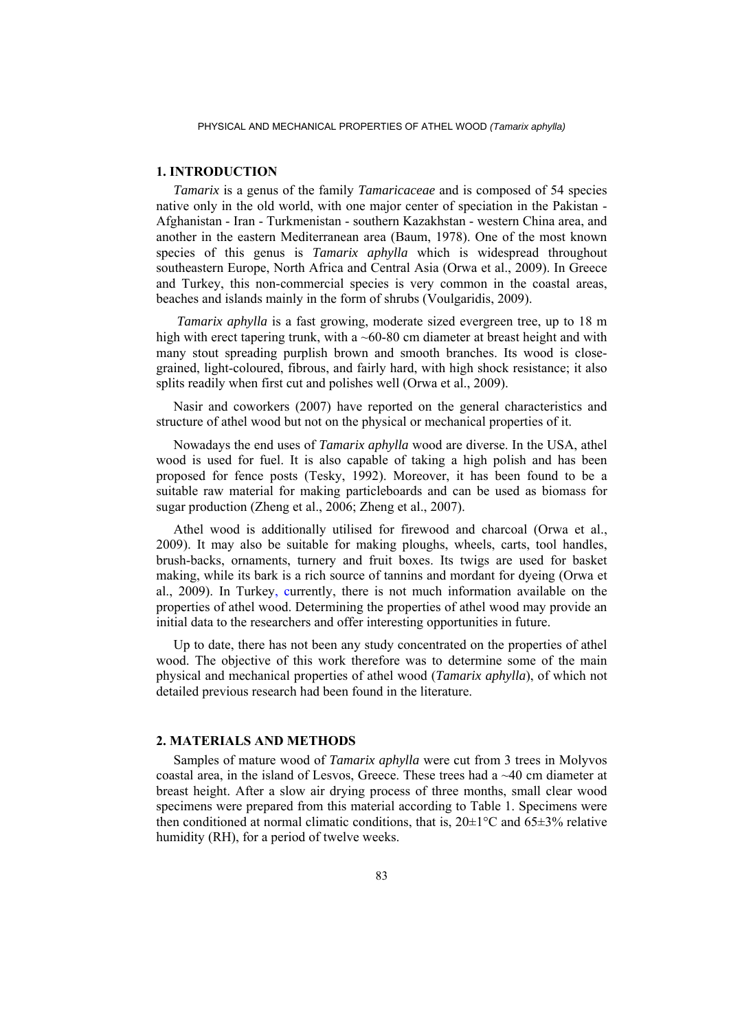## 1. INTRODUCTION

*Tamarix* is a genus of the family *Tamaricaceae* and is composed of 54 species native only in the old world, with one major center of speciation in the Pakistan - Afghanistan - Iran - Turkmenistan - southern Kazakhstan - western China area, and another in the eastern Mediterranean area (Baum, 1978). One of the most known species of this genus is *Tamarix aphylla* which is widespread throughout southeastern Europe, North Africa and Central Asia (Orwa et al., 2009). In Greece and Turkey, this non-commercial species is very common in the coastal areas, beaches and islands mainly in the form of shrubs (Voulgaridis, 2009).

*Tamarix aphylla* is a fast growing, moderate sized evergreen tree, up to 18 m high with erect tapering trunk, with a ~60-80 cm diameter at breast height and with many stout spreading purplish brown and smooth branches. Its wood is close-grained, light-coloured, fibrous, and fairly hard, with high shock resistance; it also splits readily when first cut and polishes well (Orwa et al., 2009).

Nasir and coworkers (2007) have reported on the general characteristics and structure of athel wood but not on the physical or mechanical properties of it.

Nowadays the end uses of *Tamarix aphylla* wood are diverse. In the USA, athel wood is used for fuel. It is also capable of taking a high polish and has been proposed for fence posts (Tesky, 1992). Moreover, it has been found to be a suitable raw material for making particleboards and can be used as biomass for sugar production (Zheng et al., 2006; Zheng et al., 2007).

Athel wood is additionally utilised for firewood and charcoal (Orwa et al., 2009). It may also be suitable for making ploughs, wheels, carts, tool handles, brush-backs, ornaments, turnery and fruit boxes. Its twigs are used for basket making, while its bark is a rich source of tannins and mordant for dyeing (Orwa et al., 2009). In Turkey, currently, there is not much information available on the properties of athel wood. Determining the properties of athel wood may provide an initial data to the researchers and offer interesting opportunities in future.

Up to date, there has not been any study concentrated on the properties of athel wood. The objective of this work therefore was to determine some of the main physical and mechanical properties of athel wood (*Tamarix aphylla*), of which not detailed previous research had been found in the literature.

## 2. MATERIALS AND METHODS

Samples of mature wood of *Tamarix aphylla* were cut from 3 trees in Molyvos coastal area, in the island of Lesvos, Greece. These trees had a ~40 cm diameter at breast height. After a slow air drying process of three months, small clear wood specimens were prepared from this material according to Table 1. Specimens were then conditioned at normal climatic conditions, that is, 20±1°C and 65±3% relative humidity (RH), for a period of twelve weeks.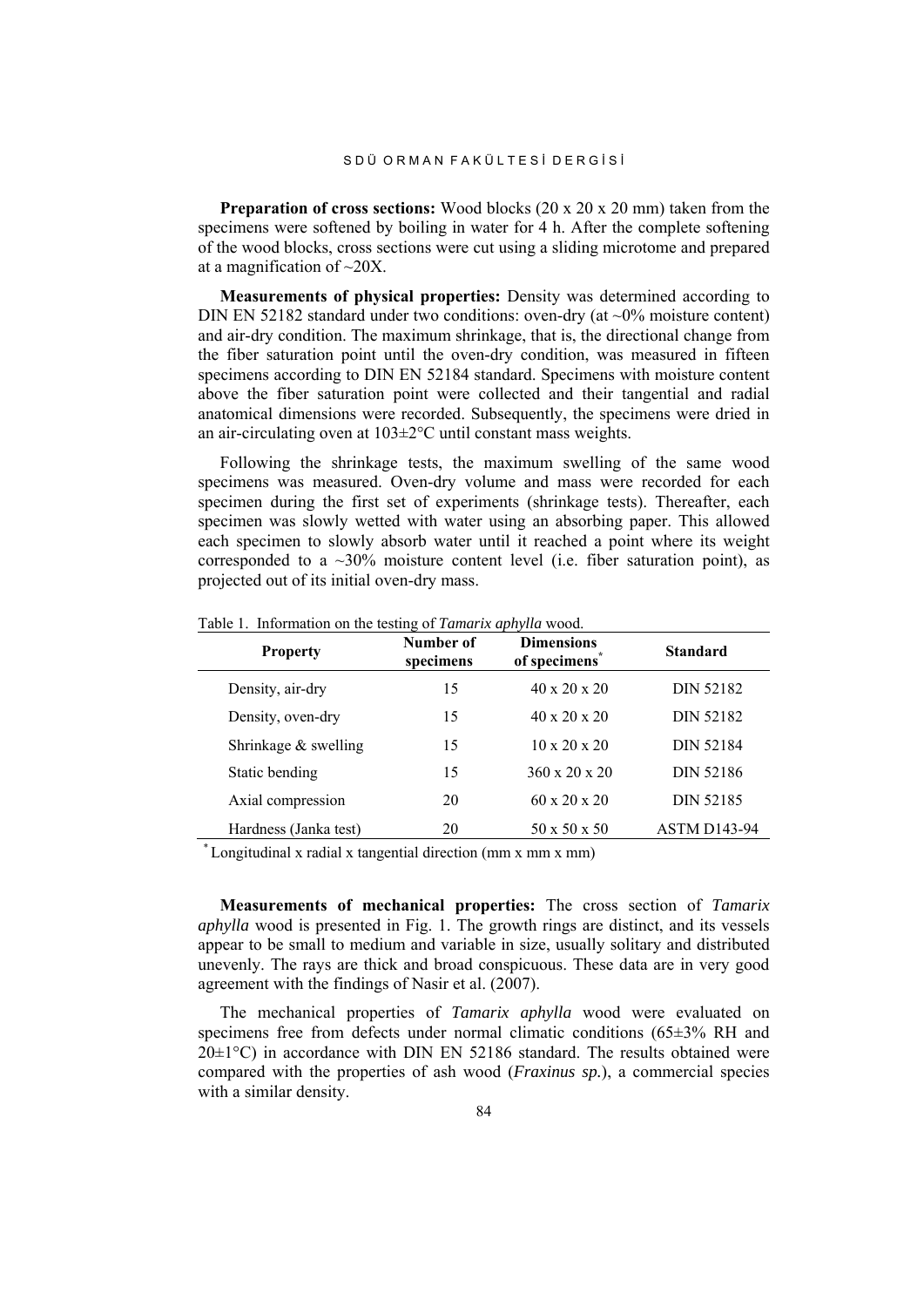**Preparation of cross sections:** Wood blocks (20 x 20 x 20 mm) taken from the specimens were softened by boiling in water for 4 h. After the complete softening of the wood blocks, cross sections were cut using a sliding microtome and prepared at a magnification of ~20X.

**Measurements of physical properties:** Density was determined according to DIN EN 52182 standard under two conditions: oven-dry (at ~0% moisture content) and air-dry condition. The maximum shrinkage, that is, the directional change from the fiber saturation point until the oven-dry condition, was measured in fifteen specimens according to DIN EN 52184 standard. Specimens with moisture content above the fiber saturation point were collected and their tangential and radial anatomical dimensions were recorded. Subsequently, the specimens were dried in an air-circulating oven at 103±2°C until constant mass weights.

Following the shrinkage tests, the maximum swelling of the same wood specimens was measured. Oven-dry volume and mass were recorded for each specimen during the first set of experiments (shrinkage tests). Thereafter, each specimen was slowly wetted with water using an absorbing paper. This allowed each specimen to slowly absorb water until it reached a point where its weight corresponded to a ~30% moisture content level (i.e. fiber saturation point), as projected out of its initial oven-dry mass.

Table 1. Information on the testing of *Tamarix aphylla* wood.

| Property | Number of specimens | Dimensions of specimens* | Standard |
|---|---|---|---|
| Density, air-dry | 15 | 40 x 20 x 20 | DIN 52182 |
| Density, oven-dry | 15 | 40 x 20 x 20 | DIN 52182 |
| Shrinkage & swelling | 15 | 10 x 20 x 20 | DIN 52184 |
| Static bending | 15 | 360 x 20 x 20 | DIN 52186 |
| Axial compression | 20 | 60 x 20 x 20 | DIN 52185 |
| Hardness (Janka test) | 20 | 50 x 50 x 50 | ASTM D143-94 |

* Longitudinal x radial x tangential direction (mm x mm x mm)

**Measurements of mechanical properties:** The cross section of *Tamarix aphylla* wood is presented in Fig. 1. The growth rings are distinct, and its vessels appear to be small to medium and variable in size, usually solitary and distributed unevenly. The rays are thick and broad conspicuous. These data are in very good agreement with the findings of Nasir et al. (2007).

The mechanical properties of *Tamarix aphylla* wood were evaluated on specimens free from defects under normal climatic conditions (65±3% RH and 20±1°C) in accordance with DIN EN 52186 standard. The results obtained were compared with the properties of ash wood (*Fraxinus sp.*), a commercial species with a similar density.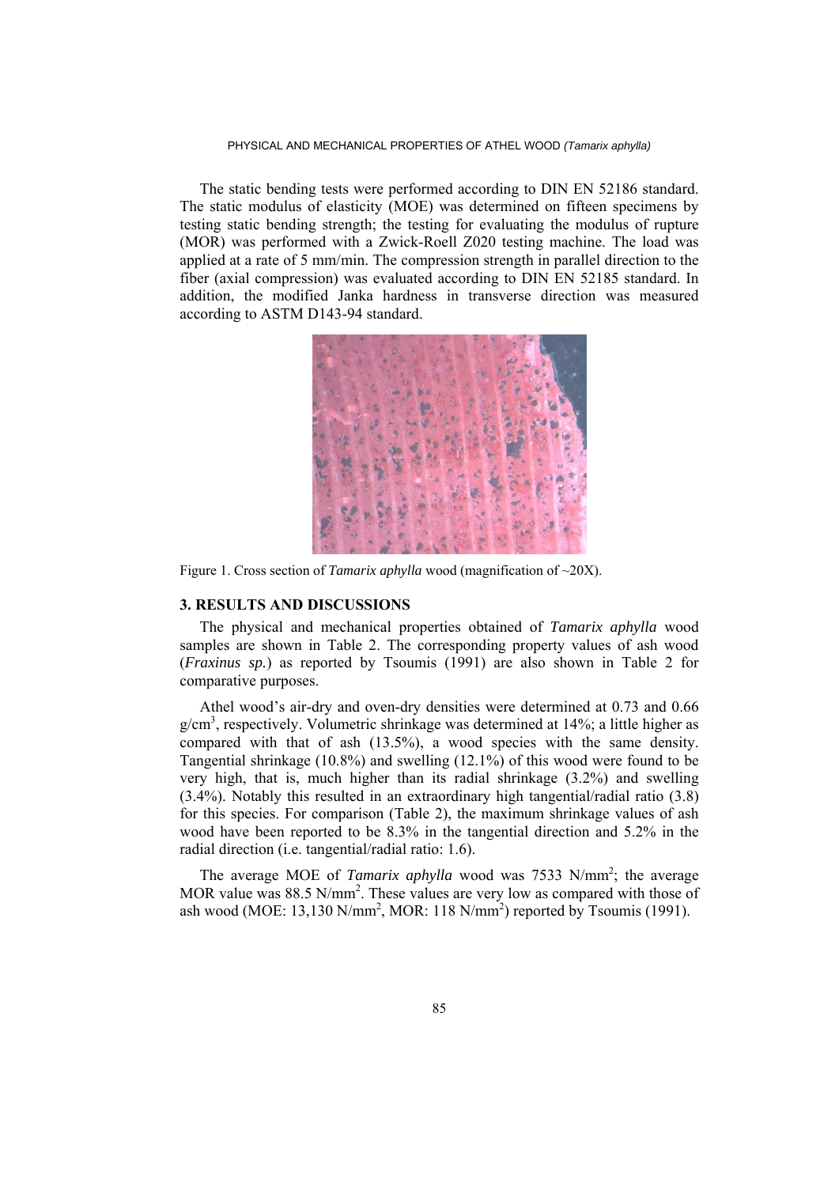The static bending tests were performed according to DIN EN 52186 standard. The static modulus of elasticity (MOE) was determined on fifteen specimens by testing static bending strength; the testing for evaluating the modulus of rupture (MOR) was performed with a Zwick-Roell Z020 testing machine. The load was applied at a rate of 5 mm/min. The compression strength in parallel direction to the fiber (axial compression) was evaluated according to DIN EN 52185 standard. In addition, the modified Janka hardness in transverse direction was measured according to ASTM D143-94 standard.

Figure 1. Cross section of *Tamarix aphylla* wood (magnification of ~20X).

## 3. RESULTS AND DISCUSSIONS

The physical and mechanical properties obtained of *Tamarix aphylla* wood samples are shown in Table 2. The corresponding property values of ash wood (*Fraxinus sp.*) as reported by Tsoumis (1991) are also shown in Table 2 for comparative purposes.

Athel wood's air-dry and oven-dry densities were determined at 0.73 and 0.66 g/cm$^3$, respectively. Volumetric shrinkage was determined at 14%; a little higher as compared with that of ash (13.5%), a wood species with the same density. Tangential shrinkage (10.8%) and swelling (12.1%) of this wood were found to be very high, that is, much higher than its radial shrinkage (3.2%) and swelling (3.4%). Notably this resulted in an extraordinary high tangential/radial ratio (3.8) for this species. For comparison (Table 2), the maximum shrinkage values of ash wood have been reported to be 8.3% in the tangential direction and 5.2% in the radial direction (i.e. tangential/radial ratio: 1.6).

The average MOE of *Tamarix aphylla* wood was 7533 N/mm$^2$; the average MOR value was 88.5 N/mm$^2$. These values are very low as compared with those of ash wood (MOE: 13,130 N/mm$^2$, MOR: 118 N/mm$^2$) reported by Tsoumis (1991).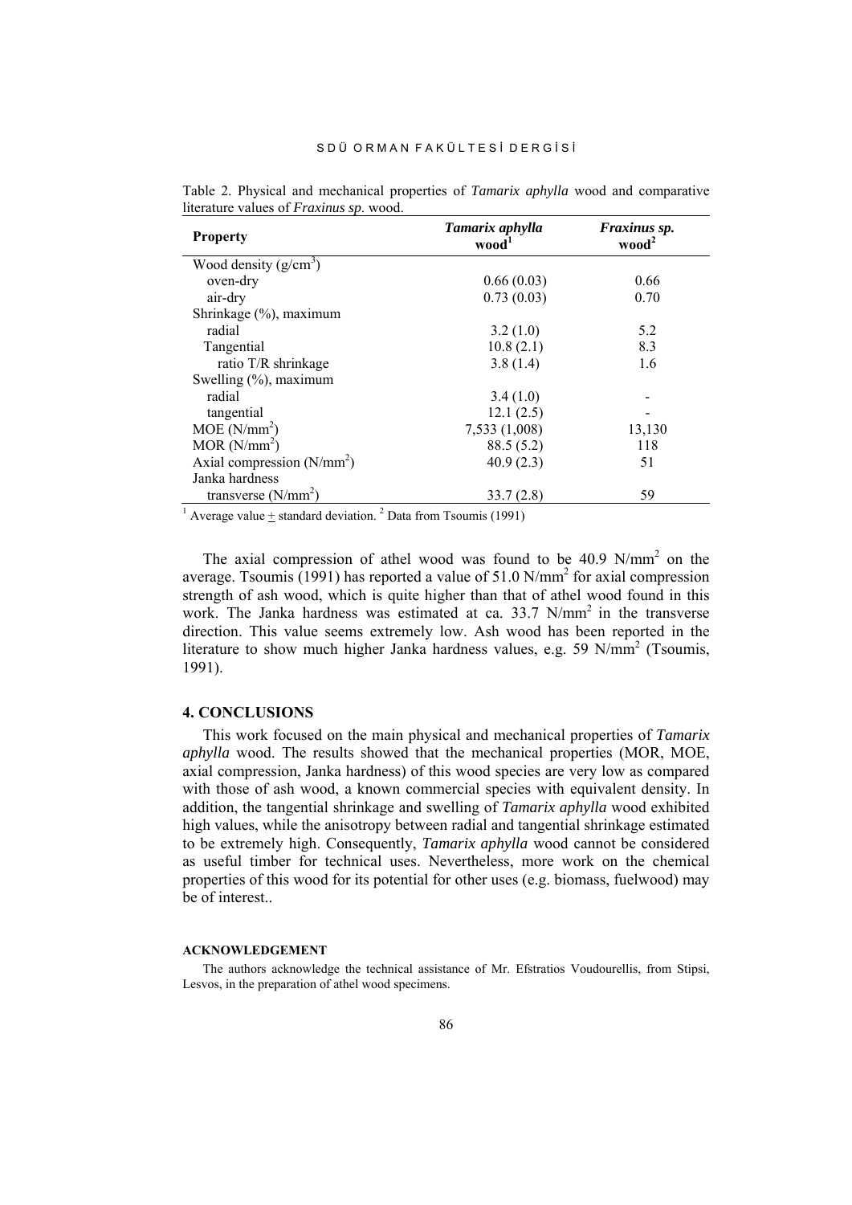Table 2. Physical and mechanical properties of *Tamarix aphylla* wood and comparative literature values of *Fraxinus sp.* wood.

| Property | *Tamarix aphylla* wood[1] | *Fraxinus sp.* wood[2] |
|---|---|---|
| Wood density ($g/cm^3$) | | |
| oven-dry | 0.66 (0.03) | 0.66 |
| air-dry | 0.73 (0.03) | 0.70 |
| Shrinkage (%), maximum | | |
| radial | 3.2 (1.0) | 5.2 |
| Tangential | 10.8 (2.1) | 8.3 |
| ratio T/R shrinkage | 3.8 (1.4) | 1.6 |
| Swelling (%), maximum | | |
| radial | 3.4 (1.0) | - |
| tangential | 12.1 (2.5) | - |
| MOE ($N/mm^2$) | 7,533 (1,008) | 13,130 |
| MOR ($N/mm^2$) | 88.5 (5.2) | 118 |
| Axial compression ($N/mm^2$) | 40.9 (2.3) | 51 |
| Janka hardness | | |
| transverse ($N/mm^2$) | 33.7 (2.8) | 59 |

[1] Average value $\pm$ standard deviation. [2] Data from Tsoumis (1991)

The axial compression of athel wood was found to be 40.9 $N/mm^2$ on the average. Tsoumis (1991) has reported a value of 51.0 $N/mm^2$ for axial compression strength of ash wood, which is quite higher than that of athel wood found in this work. The Janka hardness was estimated at ca. 33.7 $N/mm^2$ in the transverse direction. This value seems extremely low. Ash wood has been reported in the literature to show much higher Janka hardness values, e.g. 59 $N/mm^2$ (Tsoumis, 1991).

## 4. CONCLUSIONS

This work focused on the main physical and mechanical properties of *Tamarix aphylla* wood. The results showed that the mechanical properties (MOR, MOE, axial compression, Janka hardness) of this wood species are very low as compared with those of ash wood, a known commercial species with equivalent density. In addition, the tangential shrinkage and swelling of *Tamarix aphylla* wood exhibited high values, while the anisotropy between radial and tangential shrinkage estimated to be extremely high. Consequently, *Tamarix aphylla* wood cannot be considered as useful timber for technical uses. Nevertheless, more work on the chemical properties of this wood for its potential for other uses (e.g. biomass, fuelwood) may be of interest..

#### ACKNOWLEDGEMENT

The authors acknowledge the technical assistance of Mr. Efstratios Voudourellis, from Stipsi, Lesvos, in the preparation of athel wood specimens.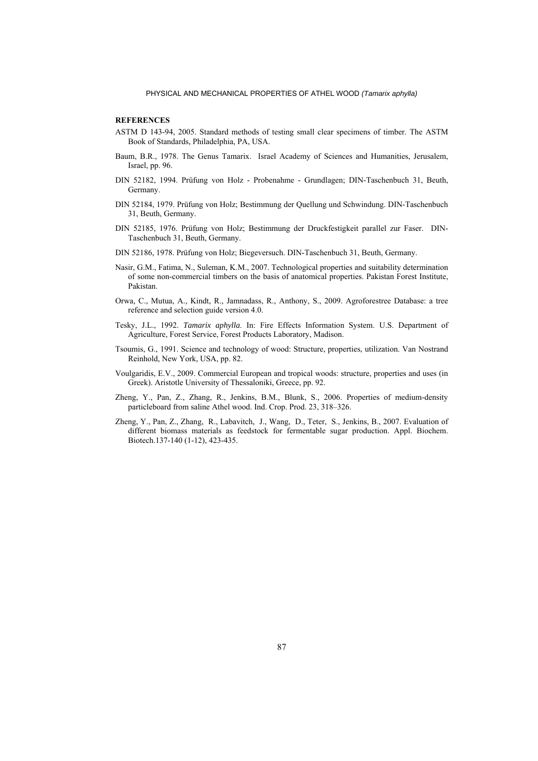## REFERENCES

ASTM D 143-94, 2005. Standard methods of testing small clear specimens of timber. The ASTM Book of Standards, Philadelphia, PA, USA.

Baum, B.R., 1978. The Genus Tamarix. Israel Academy of Sciences and Humanities, Jerusalem, Israel, pp. 96.

DIN 52182, 1994. Prüfung von Holz - Probenahme - Grundlagen; DIN-Taschenbuch 31, Beuth, Germany.

DIN 52184, 1979. Prüfung von Holz; Bestimmung der Quellung und Schwindung. DIN-Taschenbuch 31, Beuth, Germany.

DIN 52185, 1976. Prüfung von Holz; Bestimmung der Druckfestigkeit parallel zur Faser. DIN-Taschenbuch 31, Beuth, Germany.

DIN 52186, 1978. Prüfung von Holz; Biegeversuch. DIN-Taschenbuch 31, Beuth, Germany.

Nasir, G.M., Fatima, N., Suleman, K.M., 2007. Technological properties and suitability determination of some non-commercial timbers on the basis of anatomical properties. Pakistan Forest Institute, Pakistan.

Orwa, C., Mutua, A., Kindt, R., Jamnadass, R., Anthony, S., 2009. Agroforestree Database: a tree reference and selection guide version 4.0.

Tesky, J.L., 1992. *Tamarix aphylla*. In: Fire Effects Information System. U.S. Department of Agriculture, Forest Service, Forest Products Laboratory, Madison.

Tsoumis, G., 1991. Science and technology of wood: Structure, properties, utilization. Van Nostrand Reinhold, New York, USA, pp. 82.

Voulgaridis, E.V., 2009. Commercial European and tropical woods: structure, properties and uses (in Greek). Aristotle University of Thessaloniki, Greece, pp. 92.

Zheng, Y., Pan, Z., Zhang, R., Jenkins, B.M., Blunk, S., 2006. Properties of medium-density particleboard from saline Athel wood. Ind. Crop. Prod. 23, 318–326.

Zheng, Y., Pan, Z., Zhang, R., Labavitch, J., Wang, D., Teter, S., Jenkins, B., 2007. Evaluation of different biomass materials as feedstock for fermentable sugar production. Appl. Biochem. Biotech.137-140 (1-12), 423-435.